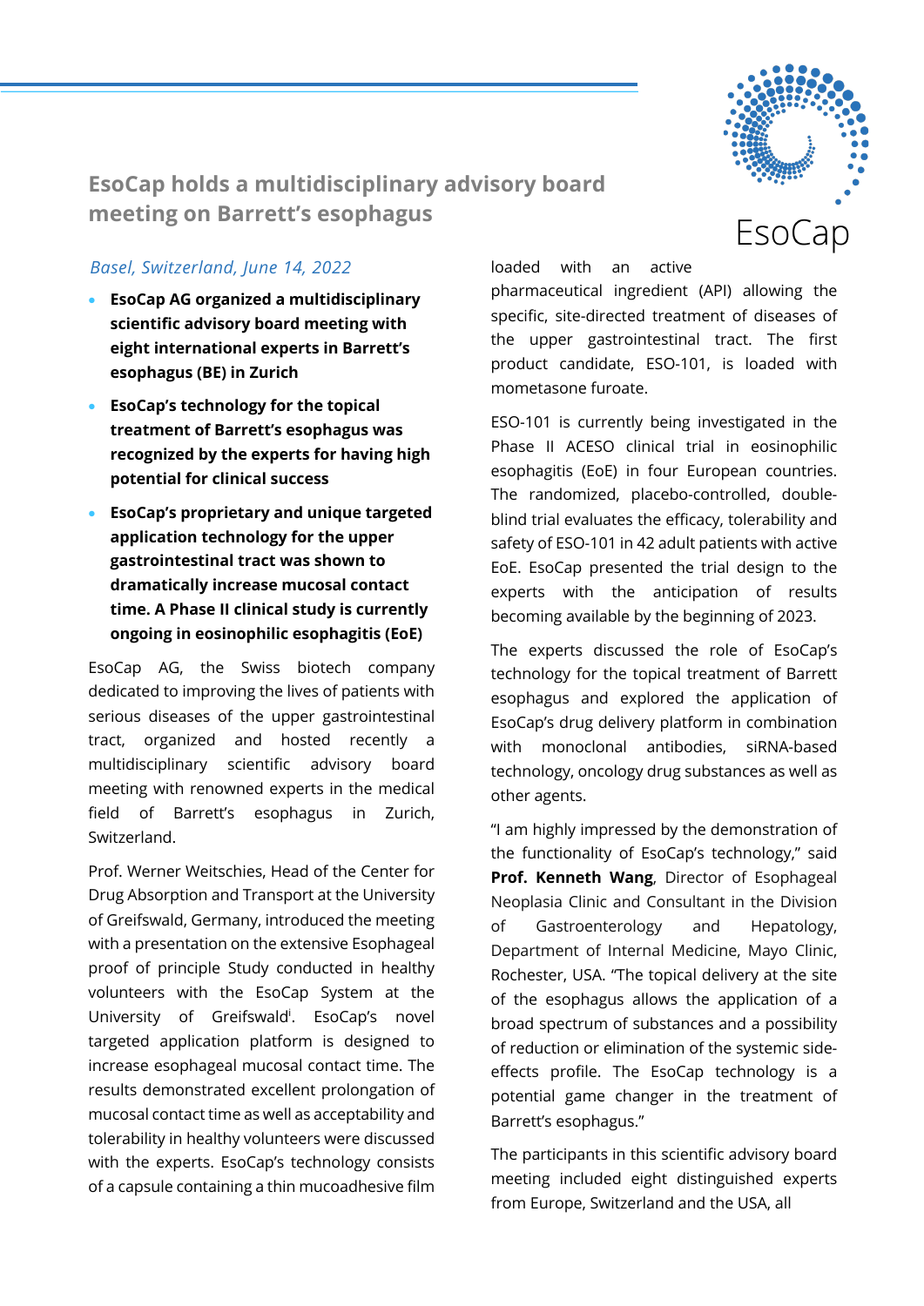# EsoCap holds a multidisciplinary advisory board meeting on Barrett's esophagus

*Basel, Switzerland, June 14, 2022*

- **EsoCap AG organized a multidisciplinary scientific advisory board meeting with eight international experts in Barrett's esophagus (BE) in Zurich**
- **EsoCap's technology for the topical treatment of Barrett's esophagus was recognized by the experts for having high potential for clinical success**
- **EsoCap's proprietary and unique targeted application technology for the upper gastrointestinal tract was shown to dramatically increase mucosal contact time. A Phase II clinical study is currently ongoing in eosinophilic esophagitis (EoE)**

EsoCap AG, the Swiss biotech company dedicated to improving the lives of patients with serious diseases of the upper gastrointestinal tract, organized and hosted recently a multidisciplinary scientific advisory board meeting with renowned experts in the medical field of Barrett's esophagus in Zurich, Switzerland.

Prof. Werner Weitschies, Head of the Center for Drug Absorption and Transport at the University of Greifswald, Germany, introduced the meeting with a presentation on the extensive Esophageal proof of principle Study conducted in healthy volunteers with the EsoCap System at the University of Greifswald[i]. EsoCap's novel targeted application platform is designed to increase esophageal mucosal contact time. The results demonstrated excellent prolongation of mucosal contact time as well as acceptability and tolerability in healthy volunteers were discussed with the experts. EsoCap's technology consists of a capsule containing a thin mucoadhesive film loaded with an active pharmaceutical ingredient (API) allowing the specific, site-directed treatment of diseases of the upper gastrointestinal tract. The first product candidate, ESO-101, is loaded with mometasone furoate.

ESO-101 is currently being investigated in the Phase II ACESO clinical trial in eosinophilic esophagitis (EoE) in four European countries. The randomized, placebo-controlled, double-blind trial evaluates the efficacy, tolerability and safety of ESO-101 in 42 adult patients with active EoE. EsoCap presented the trial design to the experts with the anticipation of results becoming available by the beginning of 2023.

The experts discussed the role of EsoCap's technology for the topical treatment of Barrett esophagus and explored the application of EsoCap's drug delivery platform in combination with monoclonal antibodies, siRNA-based technology, oncology drug substances as well as other agents.

"I am highly impressed by the demonstration of the functionality of EsoCap's technology," said **Prof. Kenneth Wang**, Director of Esophageal Neoplasia Clinic and Consultant in the Division of Gastroenterology and Hepatology, Department of Internal Medicine, Mayo Clinic, Rochester, USA. "The topical delivery at the site of the esophagus allows the application of a broad spectrum of substances and a possibility of reduction or elimination of the systemic side-effects profile. The EsoCap technology is a potential game changer in the treatment of Barrett's esophagus."

The participants in this scientific advisory board meeting included eight distinguished experts from Europe, Switzerland and the USA, all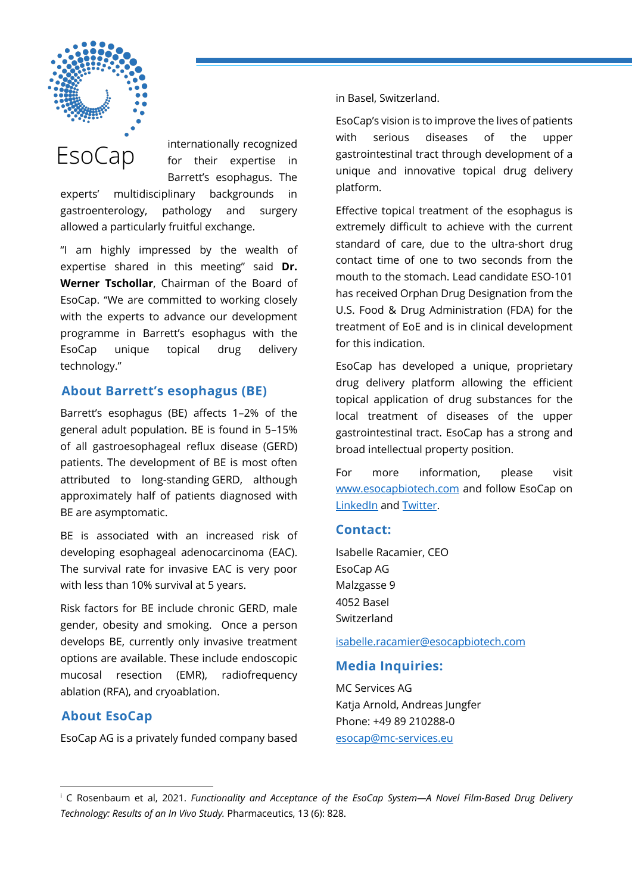internationally recognized for their expertise in Barrett's esophagus. The experts' multidisciplinary backgrounds in gastroenterology, pathology and surgery allowed a particularly fruitful exchange.

"I am highly impressed by the wealth of expertise shared in this meeting" said **Dr. Werner Tschollar**, Chairman of the Board of EsoCap. "We are committed to working closely with the experts to advance our development programme in Barrett's esophagus with the EsoCap unique topical drug delivery technology."

## About Barrett's esophagus (BE)

Barrett's esophagus (BE) affects 1–2% of the general adult population. BE is found in 5–15% of all gastroesophageal reflux disease (GERD) patients. The development of BE is most often attributed to long-standing GERD, although approximately half of patients diagnosed with BE are asymptomatic.

BE is associated with an increased risk of developing esophageal adenocarcinoma (EAC). The survival rate for invasive EAC is very poor with less than 10% survival at 5 years.

Risk factors for BE include chronic GERD, male gender, obesity and smoking. Once a person develops BE, currently only invasive treatment options are available. These include endoscopic mucosal resection (EMR), radiofrequency ablation (RFA), and cryoablation.

## About EsoCap

EsoCap AG is a privately funded company based in Basel, Switzerland.

EsoCap's vision is to improve the lives of patients with serious diseases of the upper gastrointestinal tract through development of a unique and innovative topical drug delivery platform.

Effective topical treatment of the esophagus is extremely difficult to achieve with the current standard of care, due to the ultra-short drug contact time of one to two seconds from the mouth to the stomach. Lead candidate ESO-101 has received Orphan Drug Designation from the U.S. Food & Drug Administration (FDA) for the treatment of EoE and is in clinical development for this indication.

EsoCap has developed a unique, proprietary drug delivery platform allowing the efficient topical application of drug substances for the local treatment of diseases of the upper gastrointestinal tract. EsoCap has a strong and broad intellectual property position.

For more information, please visit www.esocapbiotech.com and follow EsoCap on LinkedIn and Twitter.

## Contact:

Isabelle Racamier, CEO
EsoCap AG
Malzgasse 9
4052 Basel
Switzerland

isabelle.racamier@esocapbiotech.com

## Media Inquiries:

MC Services AG
Katja Arnold, Andreas Jungfer
Phone: +49 89 210288-0
esocap@mc-services.eu

---

[i] C Rosenbaum et al, 2021. *Functionality and Acceptance of the EsoCap System—A Novel Film-Based Drug Delivery Technology: Results of an In Vivo Study.* Pharmaceutics, 13 (6): 828.